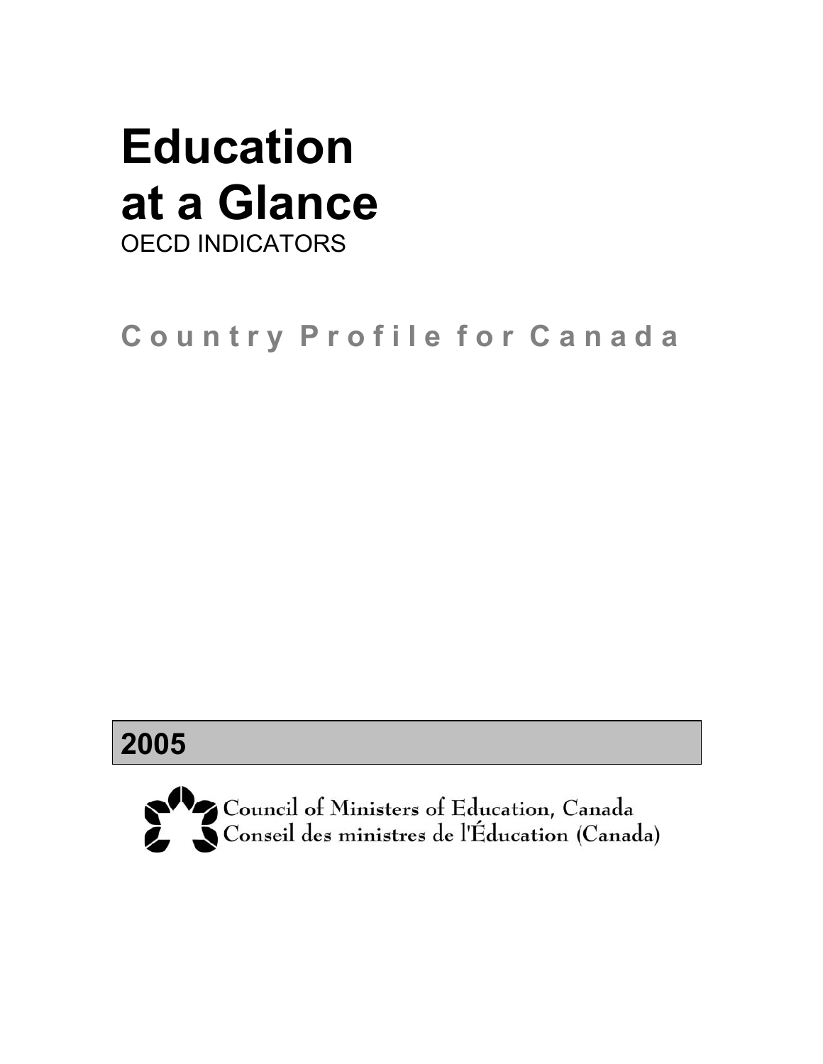# Education at a Glance

OECD INDICATORS

## Country Profile for Canada

**2005**

Council of Ministers of Education, Canada
Conseil des ministres de l'Éducation (Canada)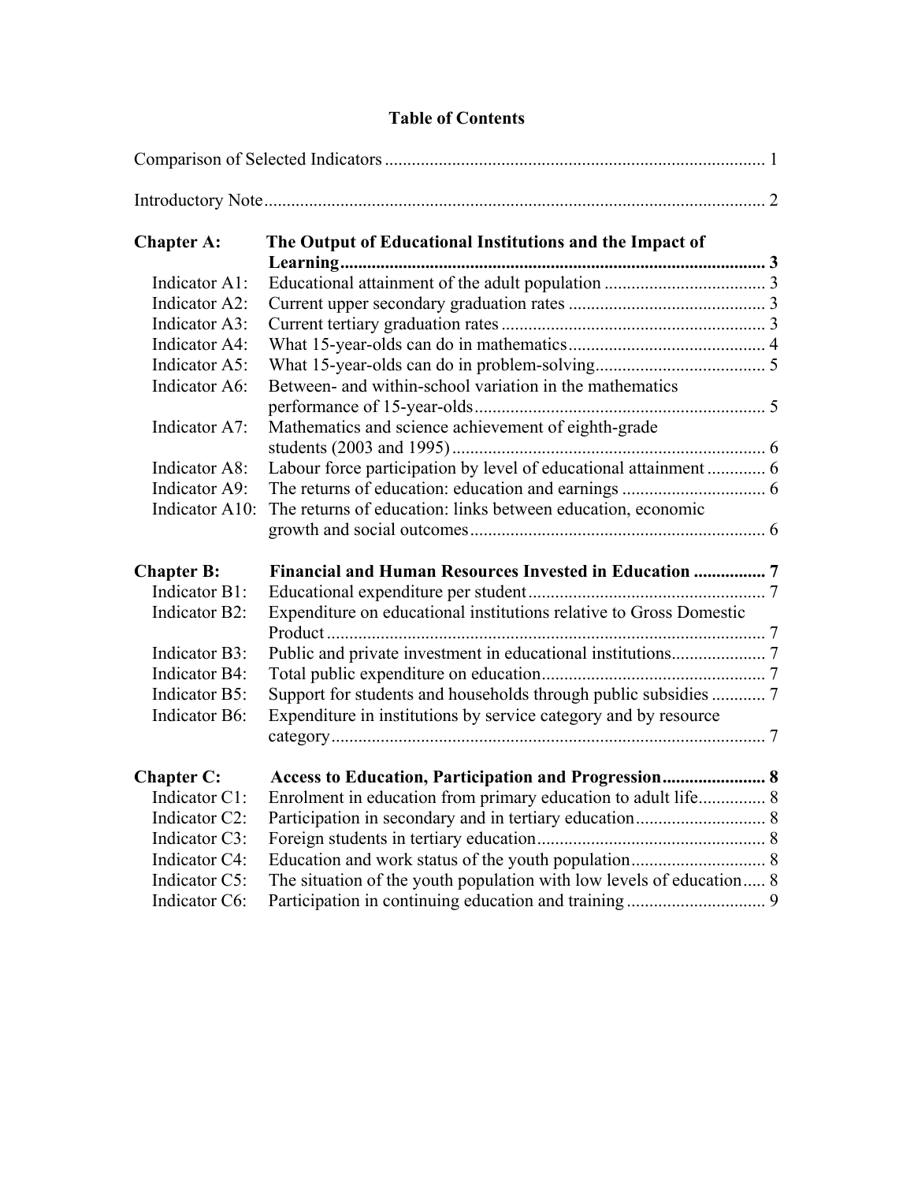# Table of Contents

Comparison of Selected Indicators .................................................................................... 1

Introductory Note ............................................................................................................ 2

**Chapter A: The Output of Educational Institutions and the Impact of Learning ............................................................................................. 3**

- Indicator A1: Educational attainment of the adult population .................................... 3
- Indicator A2: Current upper secondary graduation rates ............................................ 3
- Indicator A3: Current tertiary graduation rates ........................................................... 3
- Indicator A4: What 15-year-olds can do in mathematics ............................................ 4
- Indicator A5: What 15-year-olds can do in problem-solving ...................................... 5
- Indicator A6: Between- and within-school variation in the mathematics performance of 15-year-olds ................................................................. 5
- Indicator A7: Mathematics and science achievement of eighth-grade students (2003 and 1995) ...................................................................... 6
- Indicator A8: Labour force participation by level of educational attainment ............. 6
- Indicator A9: The returns of education: education and earnings ................................ 6
- Indicator A10: The returns of education: links between education, economic growth and social outcomes .................................................................. 6

**Chapter B: Financial and Human Resources Invested in Education ................ 7**

- Indicator B1: Educational expenditure per student ..................................................... 7
- Indicator B2: Expenditure on educational institutions relative to Gross Domestic Product .................................................................................................. 7
- Indicator B3: Public and private investment in educational institutions ..................... 7
- Indicator B4: Total public expenditure on education .................................................. 7
- Indicator B5: Support for students and households through public subsidies ............ 7
- Indicator B6: Expenditure in institutions by service category and by resource category ................................................................................................. 7

**Chapter C: Access to Education, Participation and Progression ....................... 8**

- Indicator C1: Enrolment in education from primary education to adult life ............... 8
- Indicator C2: Participation in secondary and in tertiary education ............................. 8
- Indicator C3: Foreign students in tertiary education ................................................... 8
- Indicator C4: Education and work status of the youth population .............................. 8
- Indicator C5: The situation of the youth population with low levels of education ..... 8
- Indicator C6: Participation in continuing education and training ............................... 9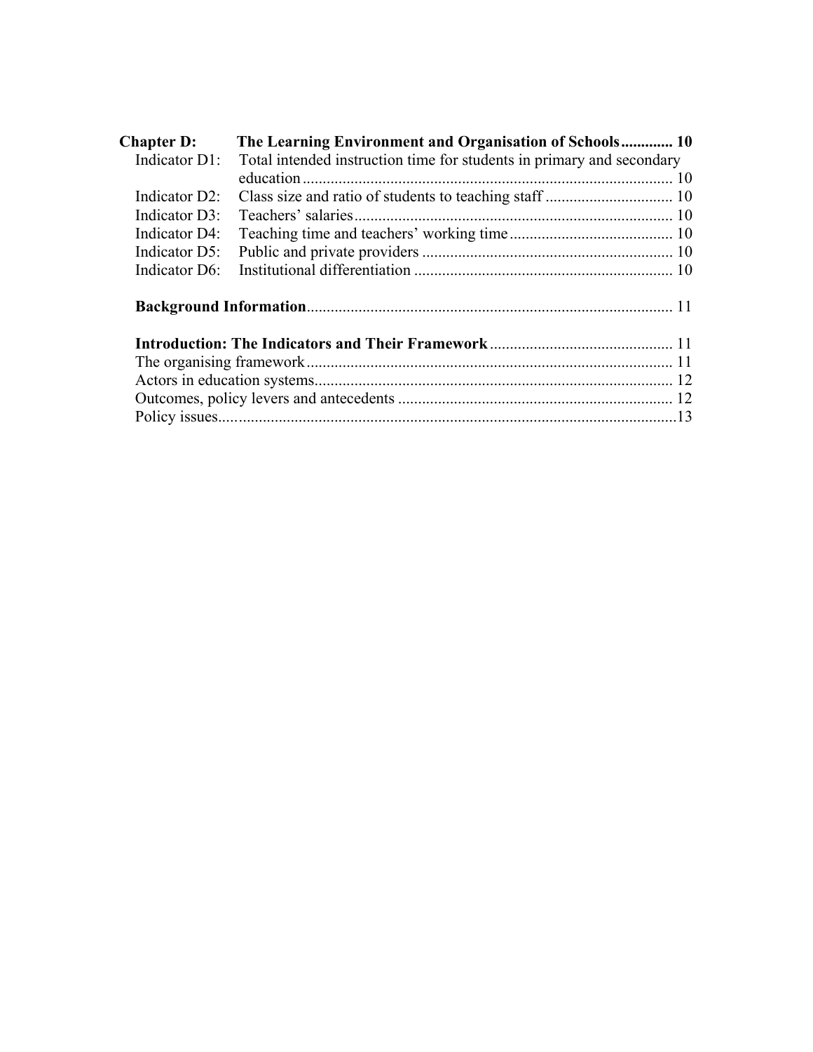**Chapter D: The Learning Environment and Organisation of Schools** ............ 10

- Indicator D1: Total intended instruction time for students in primary and secondary education ........................................................................................... 10
- Indicator D2: Class size and ratio of students to teaching staff ................................ 10
- Indicator D3: Teachers' salaries .............................................................................. 10
- Indicator D4: Teaching time and teachers' working time ......................................... 10
- Indicator D5: Public and private providers .............................................................. 10
- Indicator D6: Institutional differentiation ................................................................ 10

**Background Information** ........................................................................................... 11

**Introduction: The Indicators and Their Framework** ............................................. 11

- The organising framework ........................................................................................... 11
- Actors in education systems ......................................................................................... 12
- Outcomes, policy levers and antecedents ..................................................................... 12
- Policy issues .................................................................................................................. 13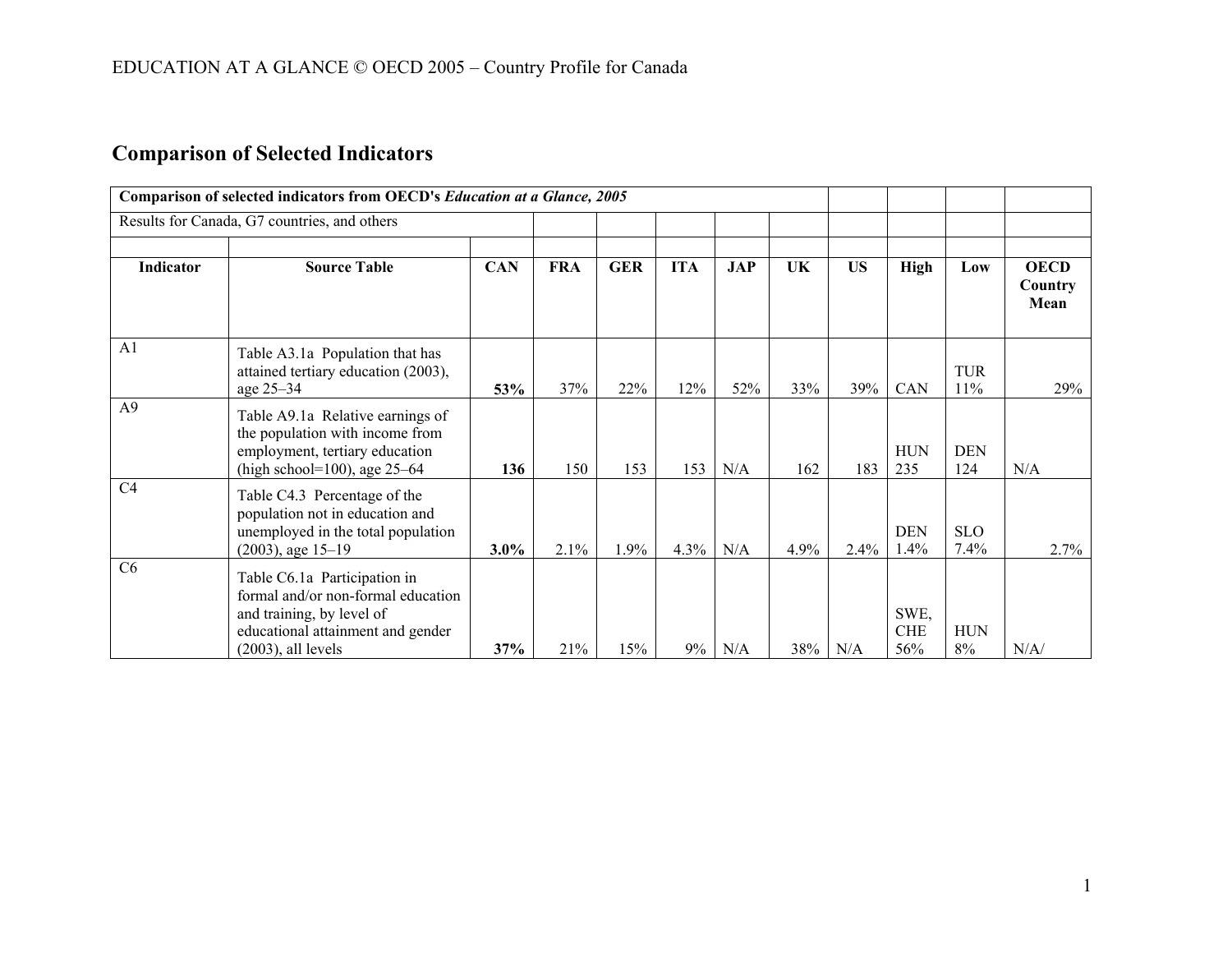## Comparison of Selected Indicators

| Indicator | Source Table | CAN | FRA | GER | ITA | JAP | UK | US | High | Low | OECD Country Mean |
|---|---|---|---|---|---|---|---|---|---|---|---|
| **Comparison of selected indicators from OECD's *Education at a Glance, 2005*** | | | | | | | | | | | |
| Results for Canada, G7 countries, and others | | | | | | | | | | | |
| A1 | Table A3.1a Population that has attained tertiary education (2003), age 25–34 | **53%** | 37% | 22% | 12% | 52% | 33% | 39% | CAN | TUR 11% | 29% |
| A9 | Table A9.1a Relative earnings of the population with income from employment, tertiary education (high school=100), age 25–64 | **136** | 150 | 153 | 153 | N/A | 162 | 183 | HUN 235 | DEN 124 | N/A |
| C4 | Table C4.3 Percentage of the population not in education and unemployed in the total population (2003), age 15–19 | **3.0%** | 2.1% | 1.9% | 4.3% | N/A | 4.9% | 2.4% | DEN 1.4% | SLO 7.4% | 2.7% |
| C6 | Table C6.1a Participation in formal and/or non-formal education and training, by level of educational attainment and gender (2003), all levels | **37%** | 21% | 15% | 9% | N/A | 38% | N/A | SWE, CHE 56% | HUN 8% | N/A/ |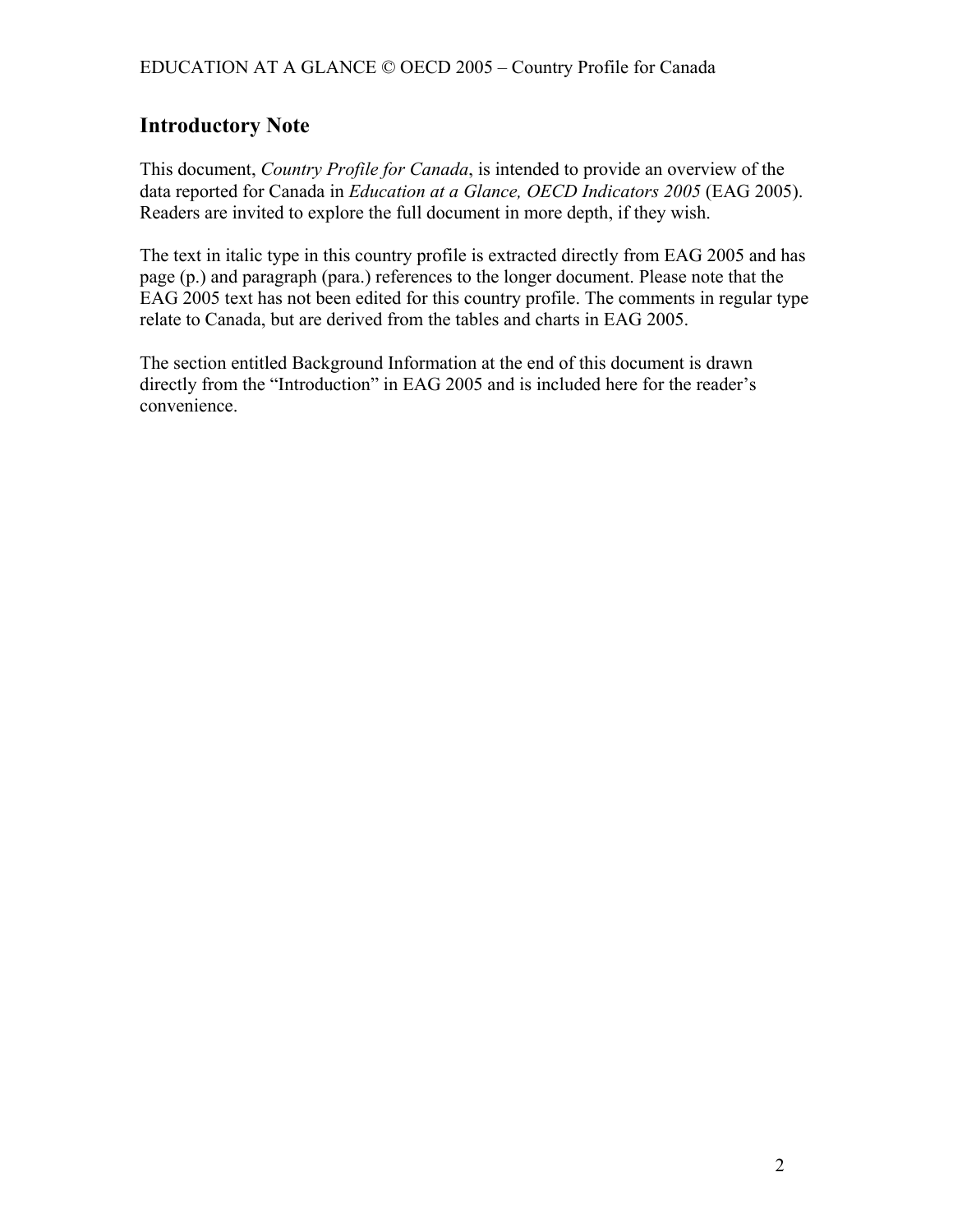## Introductory Note

This document, *Country Profile for Canada*, is intended to provide an overview of the data reported for Canada in *Education at a Glance, OECD Indicators 2005* (EAG 2005). Readers are invited to explore the full document in more depth, if they wish.

The text in italic type in this country profile is extracted directly from EAG 2005 and has page (p.) and paragraph (para.) references to the longer document. Please note that the EAG 2005 text has not been edited for this country profile. The comments in regular type relate to Canada, but are derived from the tables and charts in EAG 2005.

The section entitled Background Information at the end of this document is drawn directly from the "Introduction" in EAG 2005 and is included here for the reader's convenience.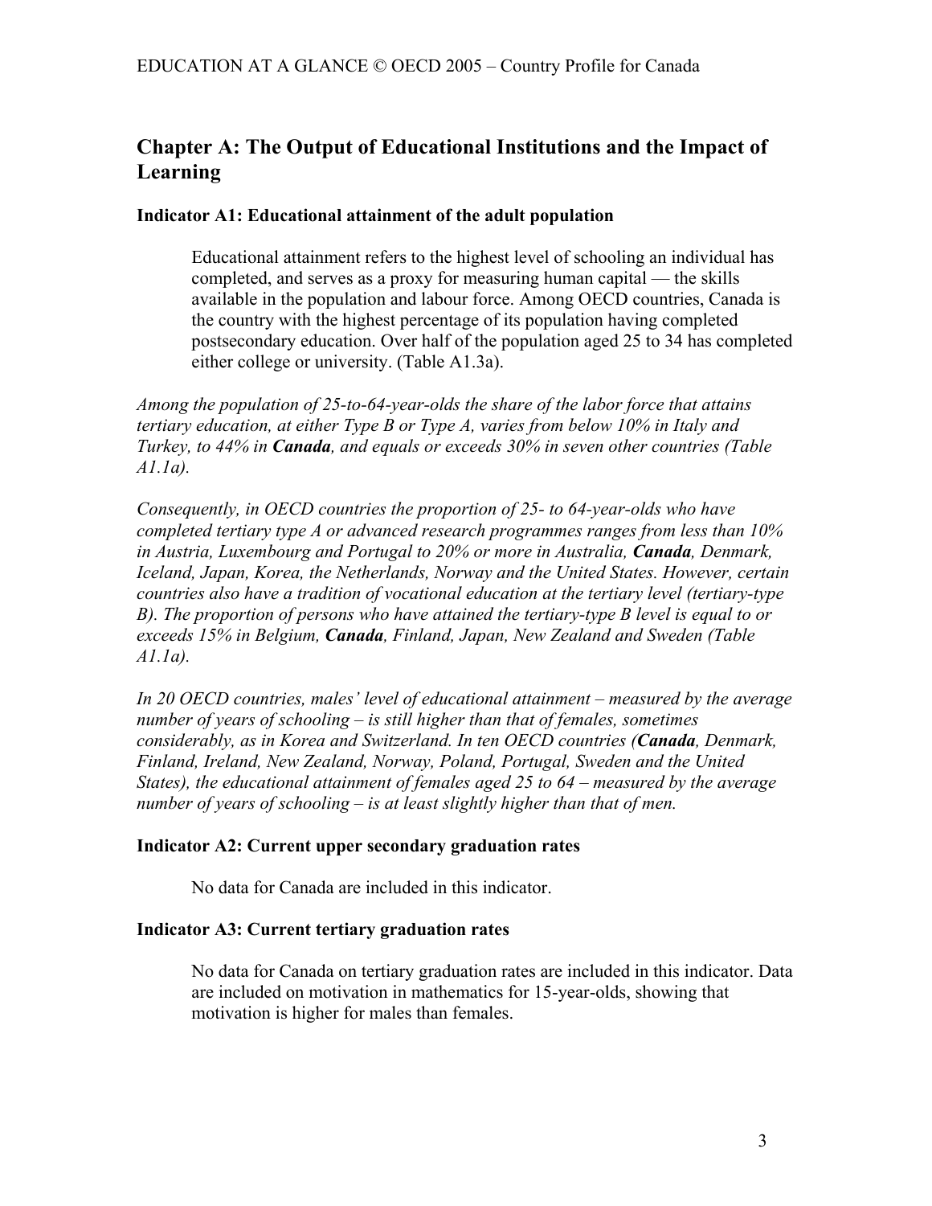## Chapter A: The Output of Educational Institutions and the Impact of Learning

### Indicator A1: Educational attainment of the adult population

Educational attainment refers to the highest level of schooling an individual has completed, and serves as a proxy for measuring human capital — the skills available in the population and labour force. Among OECD countries, Canada is the country with the highest percentage of its population having completed postsecondary education. Over half of the population aged 25 to 34 has completed either college or university. (Table A1.3a).

*Among the population of 25-to-64-year-olds the share of the labor force that attains tertiary education, at either Type B or Type A, varies from below 10% in Italy and Turkey, to 44% in* ***Canada****, and equals or exceeds 30% in seven other countries (Table A1.1a).*

*Consequently, in OECD countries the proportion of 25- to 64-year-olds who have completed tertiary type A or advanced research programmes ranges from less than 10% in Austria, Luxembourg and Portugal to 20% or more in Australia,* ***Canada****, Denmark, Iceland, Japan, Korea, the Netherlands, Norway and the United States. However, certain countries also have a tradition of vocational education at the tertiary level (tertiary-type B). The proportion of persons who have attained the tertiary-type B level is equal to or exceeds 15% in Belgium,* ***Canada****, Finland, Japan, New Zealand and Sweden (Table A1.1a).*

*In 20 OECD countries, males' level of educational attainment – measured by the average number of years of schooling – is still higher than that of females, sometimes considerably, as in Korea and Switzerland. In ten OECD countries (****Canada****, Denmark, Finland, Ireland, New Zealand, Norway, Poland, Portugal, Sweden and the United States), the educational attainment of females aged 25 to 64 – measured by the average number of years of schooling – is at least slightly higher than that of men.*

### Indicator A2: Current upper secondary graduation rates

No data for Canada are included in this indicator.

### Indicator A3: Current tertiary graduation rates

No data for Canada on tertiary graduation rates are included in this indicator. Data are included on motivation in mathematics for 15-year-olds, showing that motivation is higher for males than females.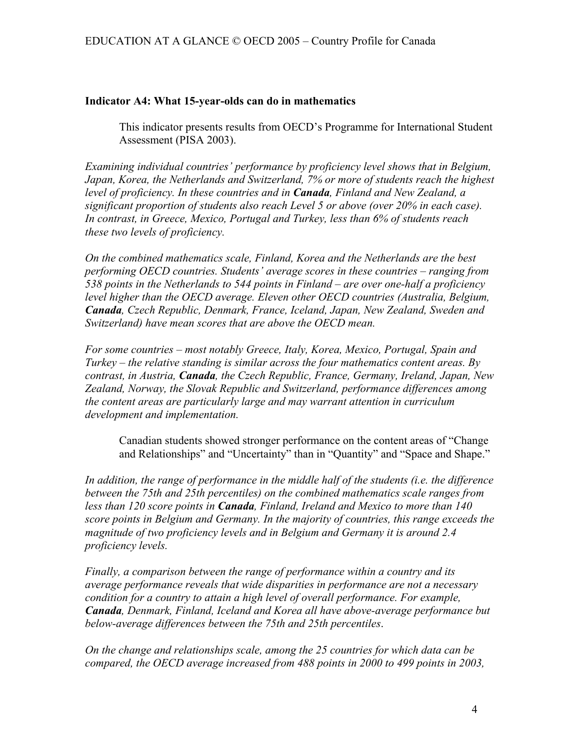### Indicator A4: What 15-year-olds can do in mathematics

This indicator presents results from OECD's Programme for International Student Assessment (PISA 2003).

*Examining individual countries' performance by proficiency level shows that in Belgium, Japan, Korea, the Netherlands and Switzerland, 7% or more of students reach the highest level of proficiency. In these countries and in **Canada**, Finland and New Zealand, a significant proportion of students also reach Level 5 or above (over 20% in each case). In contrast, in Greece, Mexico, Portugal and Turkey, less than 6% of students reach these two levels of proficiency.*

*On the combined mathematics scale, Finland, Korea and the Netherlands are the best performing OECD countries. Students' average scores in these countries – ranging from 538 points in the Netherlands to 544 points in Finland – are over one-half a proficiency level higher than the OECD average. Eleven other OECD countries (Australia, Belgium, **Canada**, Czech Republic, Denmark, France, Iceland, Japan, New Zealand, Sweden and Switzerland) have mean scores that are above the OECD mean.*

*For some countries – most notably Greece, Italy, Korea, Mexico, Portugal, Spain and Turkey – the relative standing is similar across the four mathematics content areas. By contrast, in Austria, **Canada**, the Czech Republic, France, Germany, Ireland, Japan, New Zealand, Norway, the Slovak Republic and Switzerland, performance differences among the content areas are particularly large and may warrant attention in curriculum development and implementation.*

Canadian students showed stronger performance on the content areas of "Change and Relationships" and "Uncertainty" than in "Quantity" and "Space and Shape."

*In addition, the range of performance in the middle half of the students (i.e. the difference between the 75th and 25th percentiles) on the combined mathematics scale ranges from less than 120 score points in **Canada**, Finland, Ireland and Mexico to more than 140 score points in Belgium and Germany. In the majority of countries, this range exceeds the magnitude of two proficiency levels and in Belgium and Germany it is around 2.4 proficiency levels.*

*Finally, a comparison between the range of performance within a country and its average performance reveals that wide disparities in performance are not a necessary condition for a country to attain a high level of overall performance. For example, **Canada**, Denmark, Finland, Iceland and Korea all have above-average performance but below-average differences between the 75th and 25th percentiles.*

*On the change and relationships scale, among the 25 countries for which data can be compared, the OECD average increased from 488 points in 2000 to 499 points in 2003,*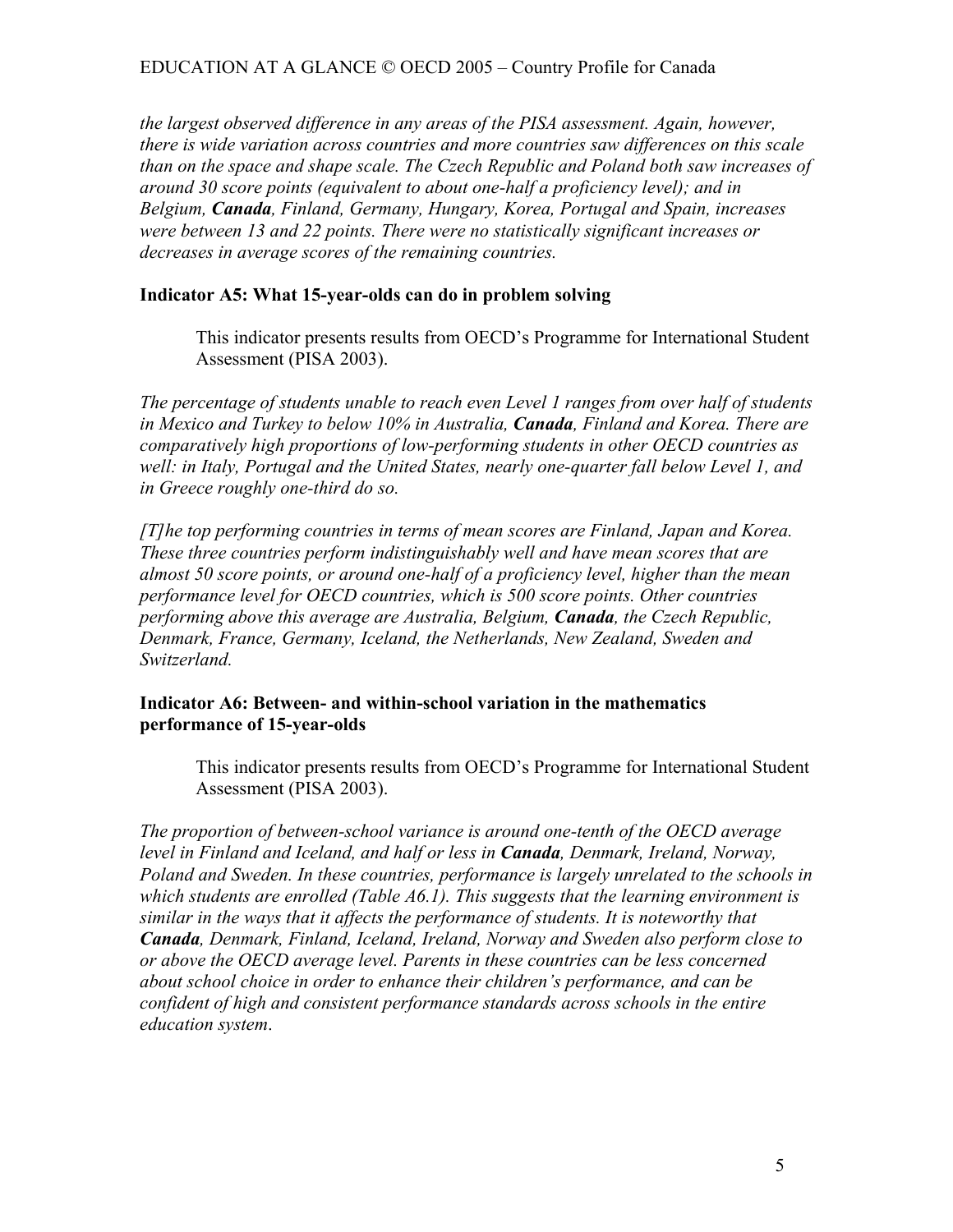*the largest observed difference in any areas of the PISA assessment. Again, however, there is wide variation across countries and more countries saw differences on this scale than on the space and shape scale. The Czech Republic and Poland both saw increases of around 30 score points (equivalent to about one-half a proficiency level); and in Belgium, **Canada**, Finland, Germany, Hungary, Korea, Portugal and Spain, increases were between 13 and 22 points. There were no statistically significant increases or decreases in average scores of the remaining countries.*

### Indicator A5: What 15-year-olds can do in problem solving

> This indicator presents results from OECD's Programme for International Student Assessment (PISA 2003).

*The percentage of students unable to reach even Level 1 ranges from over half of students in Mexico and Turkey to below 10% in Australia, **Canada**, Finland and Korea. There are comparatively high proportions of low-performing students in other OECD countries as well: in Italy, Portugal and the United States, nearly one-quarter fall below Level 1, and in Greece roughly one-third do so.*

*[T]he top performing countries in terms of mean scores are Finland, Japan and Korea. These three countries perform indistinguishably well and have mean scores that are almost 50 score points, or around one-half of a proficiency level, higher than the mean performance level for OECD countries, which is 500 score points. Other countries performing above this average are Australia, Belgium, **Canada**, the Czech Republic, Denmark, France, Germany, Iceland, the Netherlands, New Zealand, Sweden and Switzerland.*

### Indicator A6: Between- and within-school variation in the mathematics performance of 15-year-olds

> This indicator presents results from OECD's Programme for International Student Assessment (PISA 2003).

*The proportion of between-school variance is around one-tenth of the OECD average level in Finland and Iceland, and half or less in **Canada**, Denmark, Ireland, Norway, Poland and Sweden. In these countries, performance is largely unrelated to the schools in which students are enrolled (Table A6.1). This suggests that the learning environment is similar in the ways that it affects the performance of students. It is noteworthy that **Canada**, Denmark, Finland, Iceland, Ireland, Norway and Sweden also perform close to or above the OECD average level. Parents in these countries can be less concerned about school choice in order to enhance their children's performance, and can be confident of high and consistent performance standards across schools in the entire education system.*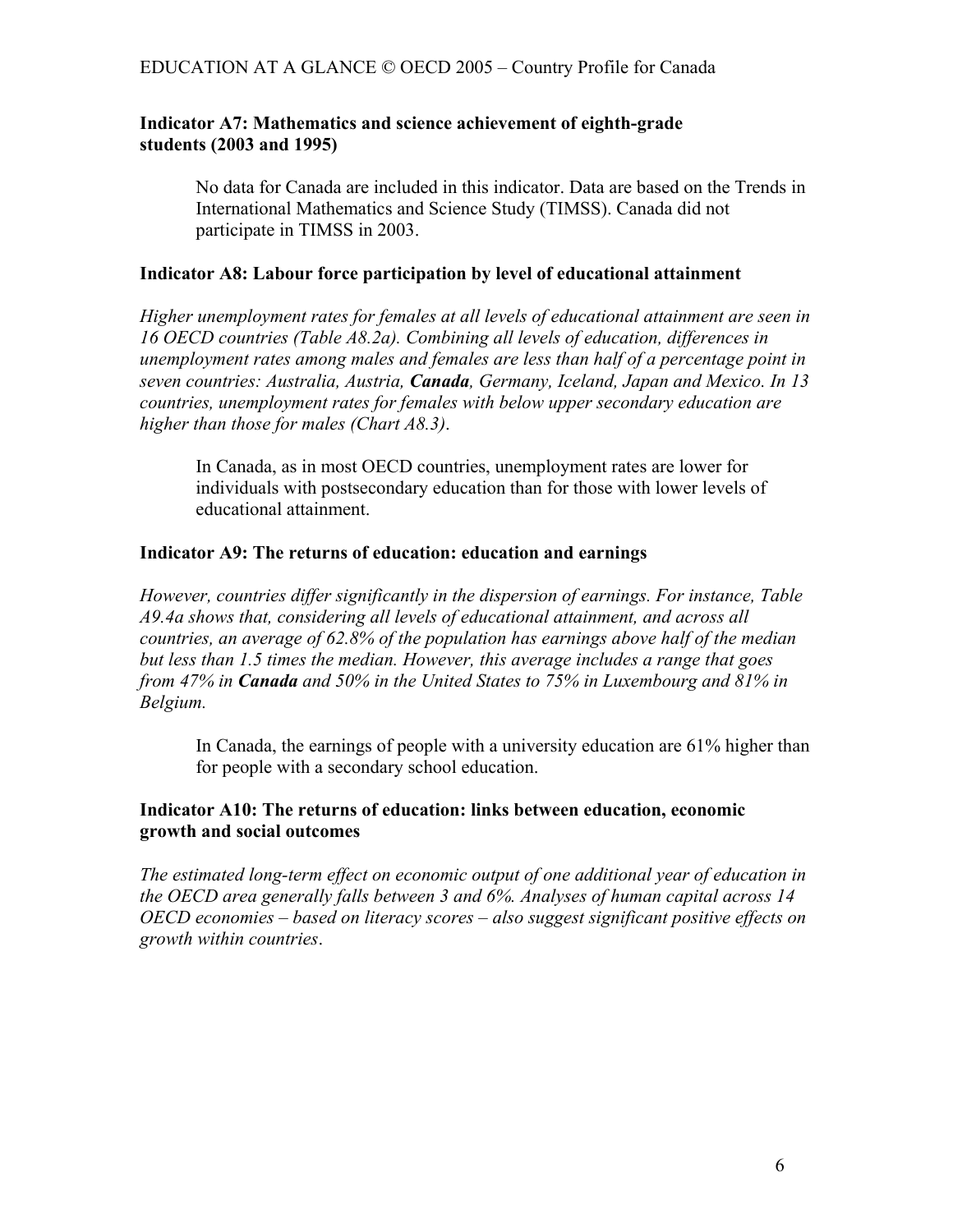### Indicator A7: Mathematics and science achievement of eighth-grade students (2003 and 1995)

No data for Canada are included in this indicator. Data are based on the Trends in International Mathematics and Science Study (TIMSS). Canada did not participate in TIMSS in 2003.

### Indicator A8: Labour force participation by level of educational attainment

*Higher unemployment rates for females at all levels of educational attainment are seen in 16 OECD countries (Table A8.2a). Combining all levels of education, differences in unemployment rates among males and females are less than half of a percentage point in seven countries: Australia, Austria, **Canada**, Germany, Iceland, Japan and Mexico. In 13 countries, unemployment rates for females with below upper secondary education are higher than those for males (Chart A8.3)*.

In Canada, as in most OECD countries, unemployment rates are lower for individuals with postsecondary education than for those with lower levels of educational attainment.

### Indicator A9: The returns of education: education and earnings

*However, countries differ significantly in the dispersion of earnings. For instance, Table A9.4a shows that, considering all levels of educational attainment, and across all countries, an average of 62.8% of the population has earnings above half of the median but less than 1.5 times the median. However, this average includes a range that goes from 47% in **Canada** and 50% in the United States to 75% in Luxembourg and 81% in Belgium.*

In Canada, the earnings of people with a university education are 61% higher than for people with a secondary school education.

### Indicator A10: The returns of education: links between education, economic growth and social outcomes

*The estimated long-term effect on economic output of one additional year of education in the OECD area generally falls between 3 and 6%. Analyses of human capital across 14 OECD economies – based on literacy scores – also suggest significant positive effects on growth within countries*.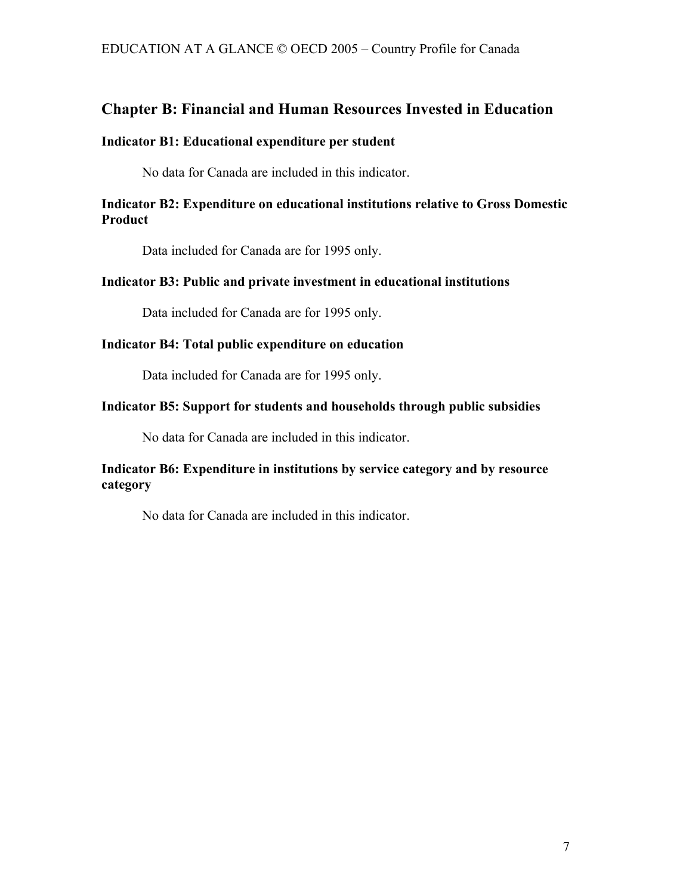## Chapter B: Financial and Human Resources Invested in Education

### Indicator B1: Educational expenditure per student

No data for Canada are included in this indicator.

### Indicator B2: Expenditure on educational institutions relative to Gross Domestic Product

Data included for Canada are for 1995 only.

### Indicator B3: Public and private investment in educational institutions

Data included for Canada are for 1995 only.

### Indicator B4: Total public expenditure on education

Data included for Canada are for 1995 only.

### Indicator B5: Support for students and households through public subsidies

No data for Canada are included in this indicator.

### Indicator B6: Expenditure in institutions by service category and by resource category

No data for Canada are included in this indicator.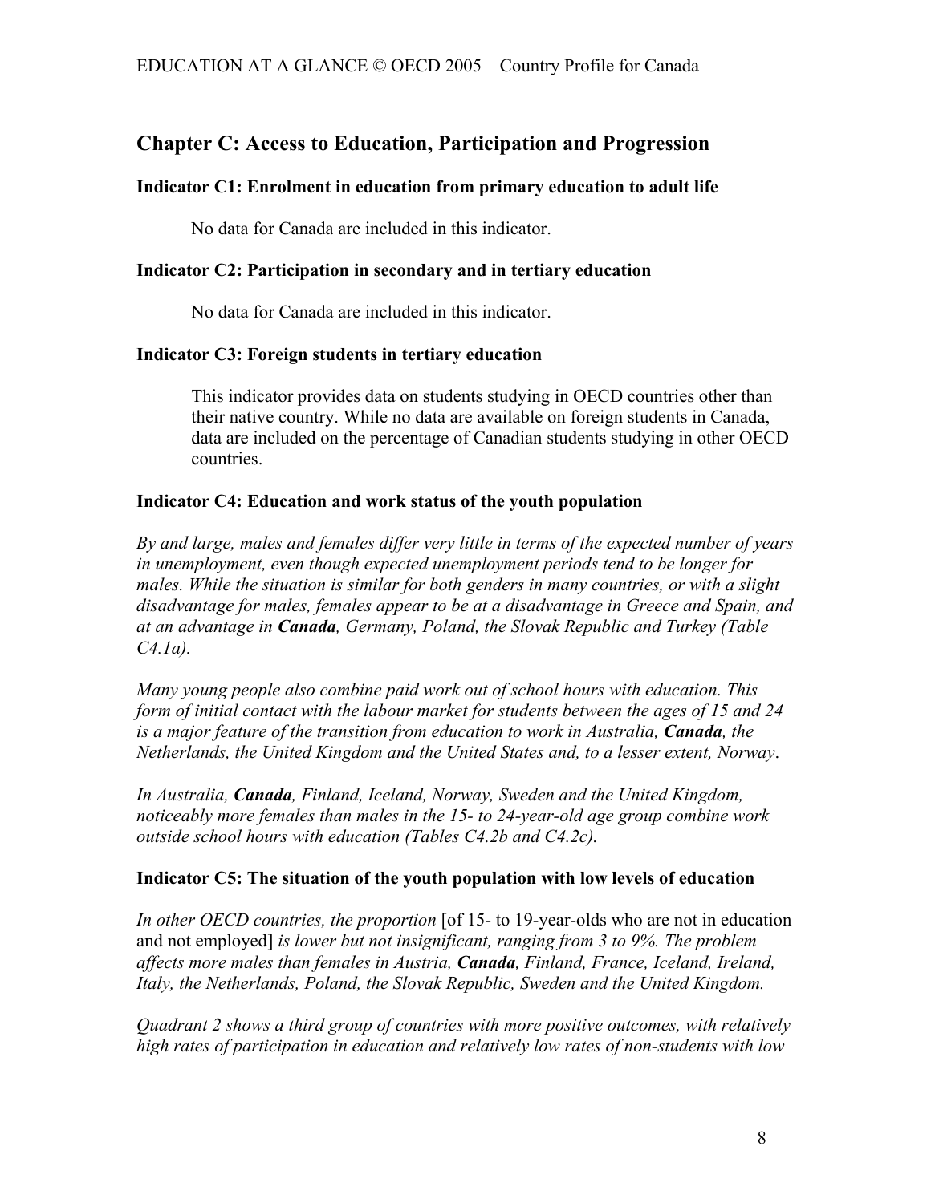## Chapter C: Access to Education, Participation and Progression

### Indicator C1: Enrolment in education from primary education to adult life

No data for Canada are included in this indicator.

### Indicator C2: Participation in secondary and in tertiary education

No data for Canada are included in this indicator.

### Indicator C3: Foreign students in tertiary education

This indicator provides data on students studying in OECD countries other than their native country. While no data are available on foreign students in Canada, data are included on the percentage of Canadian students studying in other OECD countries.

### Indicator C4: Education and work status of the youth population

*By and large, males and females differ very little in terms of the expected number of years in unemployment, even though expected unemployment periods tend to be longer for males. While the situation is similar for both genders in many countries, or with a slight disadvantage for males, females appear to be at a disadvantage in Greece and Spain, and at an advantage in **Canada**, Germany, Poland, the Slovak Republic and Turkey (Table C4.1a).*

*Many young people also combine paid work out of school hours with education. This form of initial contact with the labour market for students between the ages of 15 and 24 is a major feature of the transition from education to work in Australia, **Canada**, the Netherlands, the United Kingdom and the United States and, to a lesser extent, Norway*.

*In Australia, **Canada**, Finland, Iceland, Norway, Sweden and the United Kingdom, noticeably more females than males in the 15- to 24-year-old age group combine work outside school hours with education (Tables C4.2b and C4.2c).*

### Indicator C5: The situation of the youth population with low levels of education

*In other OECD countries, the proportion* [of 15- to 19-year-olds who are not in education and not employed] *is lower but not insignificant, ranging from 3 to 9%. The problem affects more males than females in Austria, **Canada**, Finland, France, Iceland, Ireland, Italy, the Netherlands, Poland, the Slovak Republic, Sweden and the United Kingdom.*

*Quadrant 2 shows a third group of countries with more positive outcomes, with relatively high rates of participation in education and relatively low rates of non-students with low*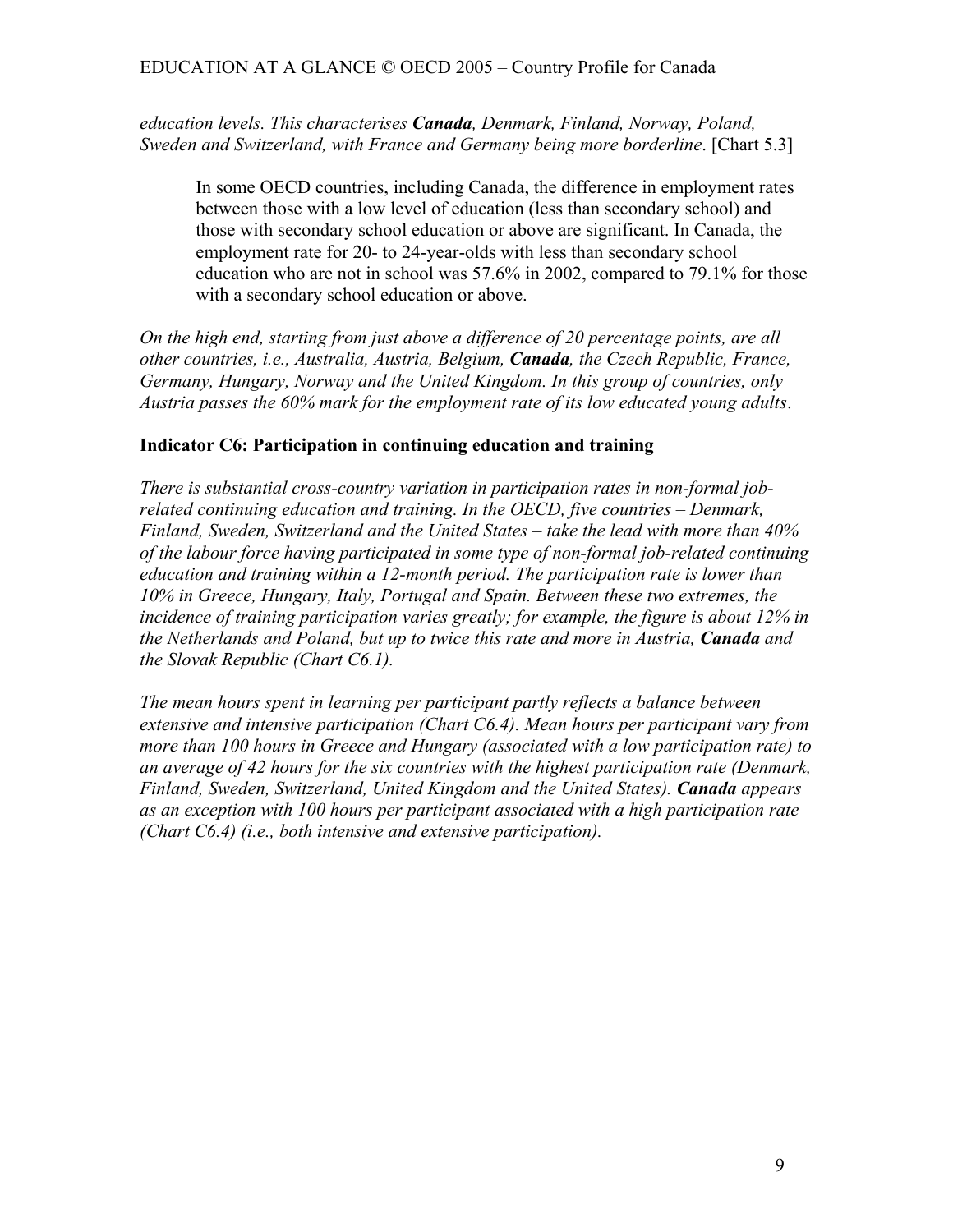*education levels. This characterises **Canada**, Denmark, Finland, Norway, Poland, Sweden and Switzerland, with France and Germany being more borderline*. [Chart 5.3]

> In some OECD countries, including Canada, the difference in employment rates between those with a low level of education (less than secondary school) and those with secondary school education or above are significant. In Canada, the employment rate for 20- to 24-year-olds with less than secondary school education who are not in school was 57.6% in 2002, compared to 79.1% for those with a secondary school education or above.

*On the high end, starting from just above a difference of 20 percentage points, are all other countries, i.e., Australia, Austria, Belgium, **Canada**, the Czech Republic, France, Germany, Hungary, Norway and the United Kingdom. In this group of countries, only Austria passes the 60% mark for the employment rate of its low educated young adults*.

### Indicator C6: Participation in continuing education and training

*There is substantial cross-country variation in participation rates in non-formal job-related continuing education and training. In the OECD, five countries – Denmark, Finland, Sweden, Switzerland and the United States – take the lead with more than 40% of the labour force having participated in some type of non-formal job-related continuing education and training within a 12-month period. The participation rate is lower than 10% in Greece, Hungary, Italy, Portugal and Spain. Between these two extremes, the incidence of training participation varies greatly; for example, the figure is about 12% in the Netherlands and Poland, but up to twice this rate and more in Austria, **Canada** and the Slovak Republic (Chart C6.1).*

*The mean hours spent in learning per participant partly reflects a balance between extensive and intensive participation (Chart C6.4). Mean hours per participant vary from more than 100 hours in Greece and Hungary (associated with a low participation rate) to an average of 42 hours for the six countries with the highest participation rate (Denmark, Finland, Sweden, Switzerland, United Kingdom and the United States). **Canada** appears as an exception with 100 hours per participant associated with a high participation rate (Chart C6.4) (i.e., both intensive and extensive participation).*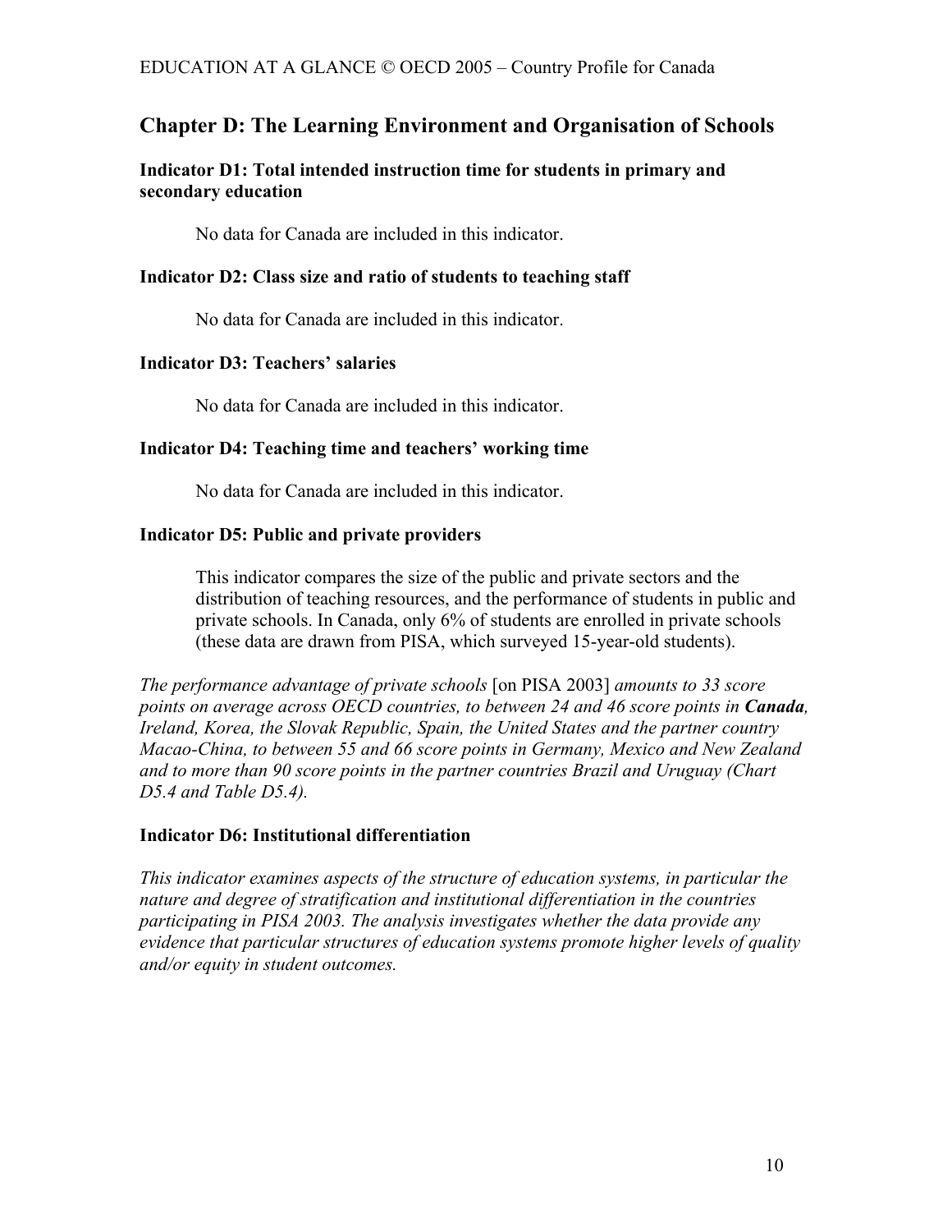## Chapter D: The Learning Environment and Organisation of Schools

### Indicator D1: Total intended instruction time for students in primary and secondary education

No data for Canada are included in this indicator.

### Indicator D2: Class size and ratio of students to teaching staff

No data for Canada are included in this indicator.

### Indicator D3: Teachers' salaries

No data for Canada are included in this indicator.

### Indicator D4: Teaching time and teachers' working time

No data for Canada are included in this indicator.

### Indicator D5: Public and private providers

This indicator compares the size of the public and private sectors and the distribution of teaching resources, and the performance of students in public and private schools. In Canada, only 6% of students are enrolled in private schools (these data are drawn from PISA, which surveyed 15-year-old students).

*The performance advantage of private schools* [on PISA 2003] *amounts to 33 score points on average across OECD countries, to between 24 and 46 score points in* ***Canada****, Ireland, Korea, the Slovak Republic, Spain, the United States and the partner country Macao-China, to between 55 and 66 score points in Germany, Mexico and New Zealand and to more than 90 score points in the partner countries Brazil and Uruguay (Chart D5.4 and Table D5.4).*

### Indicator D6: Institutional differentiation

*This indicator examines aspects of the structure of education systems, in particular the nature and degree of stratification and institutional differentiation in the countries participating in PISA 2003. The analysis investigates whether the data provide any evidence that particular structures of education systems promote higher levels of quality and/or equity in student outcomes.*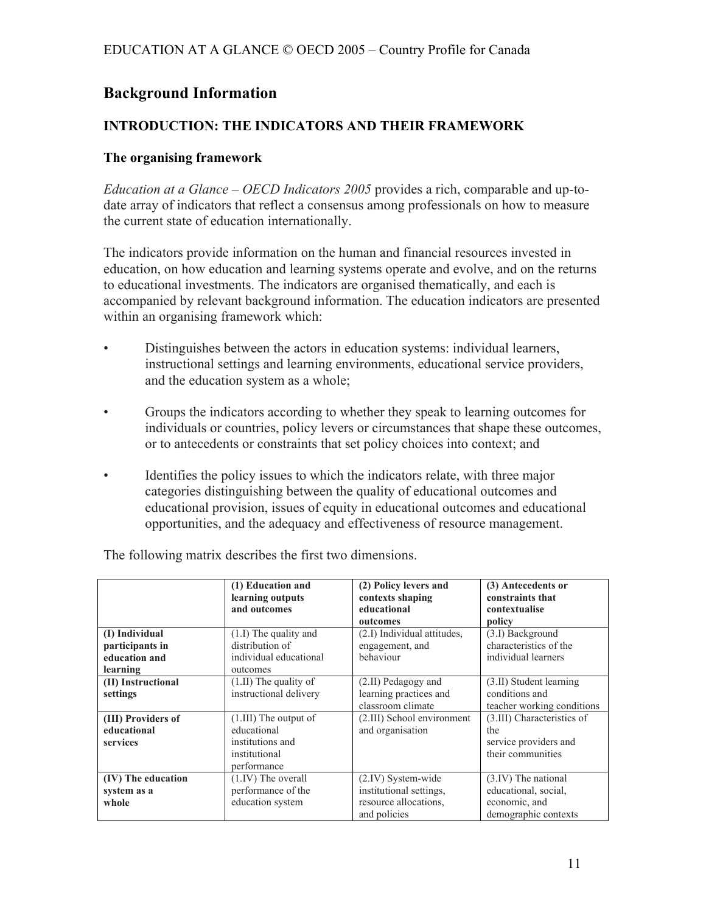## Background Information

### INTRODUCTION: THE INDICATORS AND THEIR FRAMEWORK

#### The organising framework

*Education at a Glance – OECD Indicators 2005* provides a rich, comparable and up-to-date array of indicators that reflect a consensus among professionals on how to measure the current state of education internationally.

The indicators provide information on the human and financial resources invested in education, on how education and learning systems operate and evolve, and on the returns to educational investments. The indicators are organised thematically, and each is accompanied by relevant background information. The education indicators are presented within an organising framework which:

- Distinguishes between the actors in education systems: individual learners, instructional settings and learning environments, educational service providers, and the education system as a whole;
- Groups the indicators according to whether they speak to learning outcomes for individuals or countries, policy levers or circumstances that shape these outcomes, or to antecedents or constraints that set policy choices into context; and
- Identifies the policy issues to which the indicators relate, with three major categories distinguishing between the quality of educational outcomes and educational provision, issues of equity in educational outcomes and educational opportunities, and the adequacy and effectiveness of resource management.

The following matrix describes the first two dimensions.

| | **(1) Education and learning outputs and outcomes** | **(2) Policy levers and contexts shaping educational outcomes** | **(3) Antecedents or constraints that contextualise policy** |
|---|---|---|---|
| **(I) Individual participants in education and learning** | (1.I) The quality and distribution of individual educational outcomes | (2.I) Individual attitudes, engagement, and behaviour | (3.I) Background characteristics of the individual learners |
| **(II) Instructional settings** | (1.II) The quality of instructional delivery | (2.II) Pedagogy and learning practices and classroom climate | (3.II) Student learning conditions and teacher working conditions |
| **(III) Providers of educational services** | (1.III) The output of educational institutions and institutional performance | (2.III) School environment and organisation | (3.III) Characteristics of the service providers and their communities |
| **(IV) The education system as a whole** | (1.IV) The overall performance of the education system | (2.IV) System-wide institutional settings, resource allocations, and policies | (3.IV) The national educational, social, economic, and demographic contexts |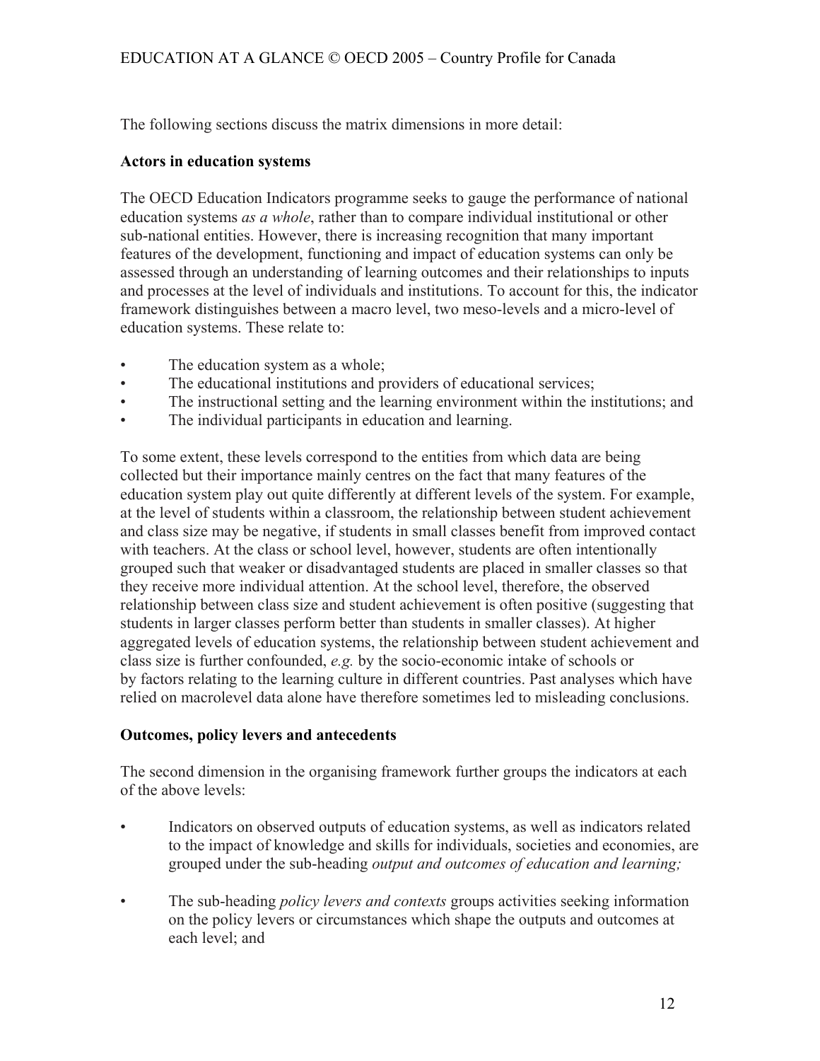The following sections discuss the matrix dimensions in more detail:

**Actors in education systems**

The OECD Education Indicators programme seeks to gauge the performance of national education systems *as a whole*, rather than to compare individual institutional or other sub-national entities. However, there is increasing recognition that many important features of the development, functioning and impact of education systems can only be assessed through an understanding of learning outcomes and their relationships to inputs and processes at the level of individuals and institutions. To account for this, the indicator framework distinguishes between a macro level, two meso-levels and a micro-level of education systems. These relate to:

- The education system as a whole;
- The educational institutions and providers of educational services;
- The instructional setting and the learning environment within the institutions; and
- The individual participants in education and learning.

To some extent, these levels correspond to the entities from which data are being collected but their importance mainly centres on the fact that many features of the education system play out quite differently at different levels of the system. For example, at the level of students within a classroom, the relationship between student achievement and class size may be negative, if students in small classes benefit from improved contact with teachers. At the class or school level, however, students are often intentionally grouped such that weaker or disadvantaged students are placed in smaller classes so that they receive more individual attention. At the school level, therefore, the observed relationship between class size and student achievement is often positive (suggesting that students in larger classes perform better than students in smaller classes). At higher aggregated levels of education systems, the relationship between student achievement and class size is further confounded, *e.g.* by the socio-economic intake of schools or by factors relating to the learning culture in different countries. Past analyses which have relied on macrolevel data alone have therefore sometimes led to misleading conclusions.

**Outcomes, policy levers and antecedents**

The second dimension in the organising framework further groups the indicators at each of the above levels:

- Indicators on observed outputs of education systems, as well as indicators related to the impact of knowledge and skills for individuals, societies and economies, are grouped under the sub-heading *output and outcomes of education and learning;*
- The sub-heading *policy levers and contexts* groups activities seeking information on the policy levers or circumstances which shape the outputs and outcomes at each level; and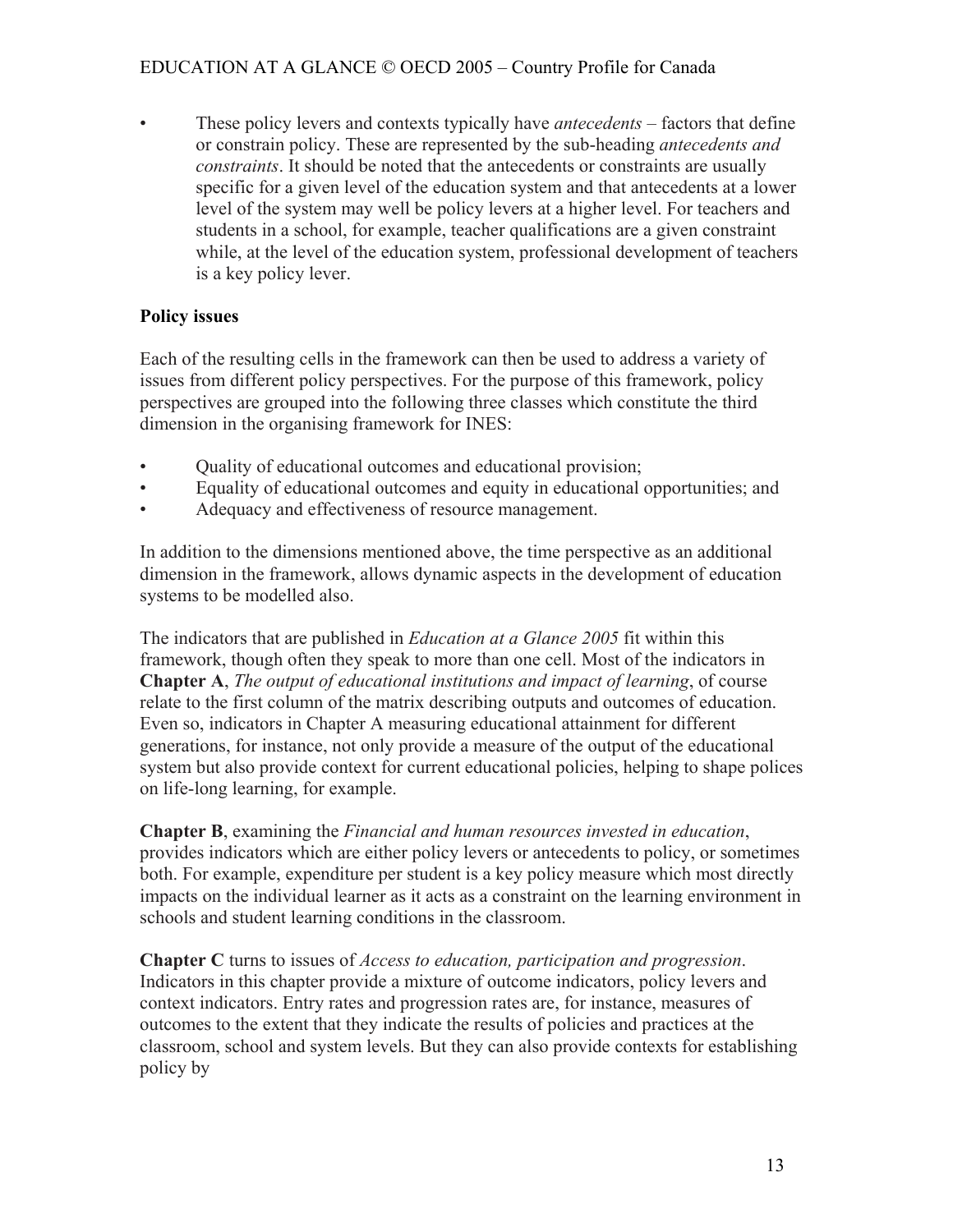- These policy levers and contexts typically have *antecedents* – factors that define or constrain policy. These are represented by the sub-heading *antecedents and constraints*. It should be noted that the antecedents or constraints are usually specific for a given level of the education system and that antecedents at a lower level of the system may well be policy levers at a higher level. For teachers and students in a school, for example, teacher qualifications are a given constraint while, at the level of the education system, professional development of teachers is a key policy lever.

**Policy issues**

Each of the resulting cells in the framework can then be used to address a variety of issues from different policy perspectives. For the purpose of this framework, policy perspectives are grouped into the following three classes which constitute the third dimension in the organising framework for INES:

- Quality of educational outcomes and educational provision;
- Equality of educational outcomes and equity in educational opportunities; and
- Adequacy and effectiveness of resource management.

In addition to the dimensions mentioned above, the time perspective as an additional dimension in the framework, allows dynamic aspects in the development of education systems to be modelled also.

The indicators that are published in *Education at a Glance 2005* fit within this framework, though often they speak to more than one cell. Most of the indicators in **Chapter A**, *The output of educational institutions and impact of learning*, of course relate to the first column of the matrix describing outputs and outcomes of education. Even so, indicators in Chapter A measuring educational attainment for different generations, for instance, not only provide a measure of the output of the educational system but also provide context for current educational policies, helping to shape polices on life-long learning, for example.

**Chapter B**, examining the *Financial and human resources invested in education*, provides indicators which are either policy levers or antecedents to policy, or sometimes both. For example, expenditure per student is a key policy measure which most directly impacts on the individual learner as it acts as a constraint on the learning environment in schools and student learning conditions in the classroom.

**Chapter C** turns to issues of *Access to education, participation and progression*. Indicators in this chapter provide a mixture of outcome indicators, policy levers and context indicators. Entry rates and progression rates are, for instance, measures of outcomes to the extent that they indicate the results of policies and practices at the classroom, school and system levels. But they can also provide contexts for establishing policy by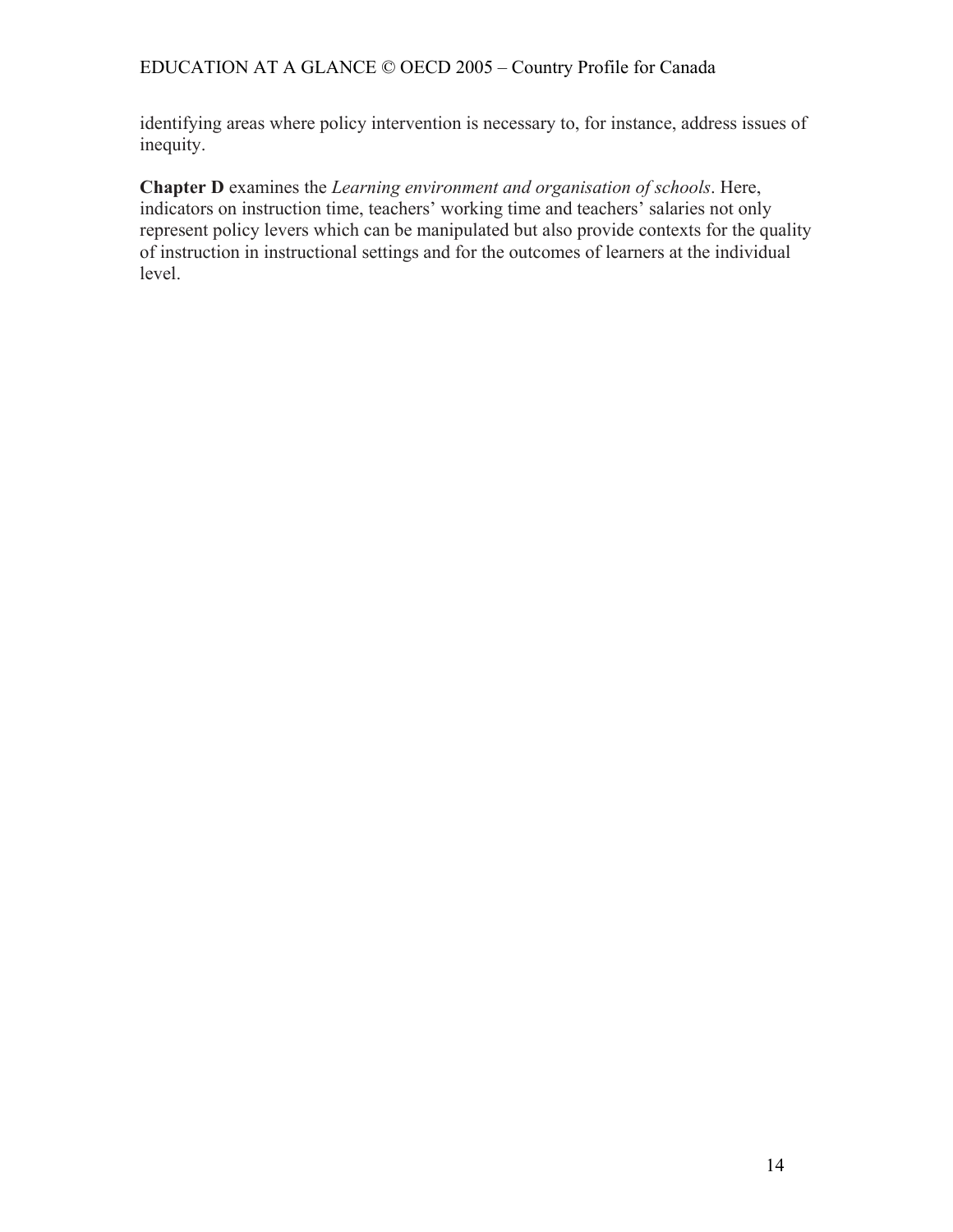identifying areas where policy intervention is necessary to, for instance, address issues of inequity.

**Chapter D** examines the *Learning environment and organisation of schools*. Here, indicators on instruction time, teachers' working time and teachers' salaries not only represent policy levers which can be manipulated but also provide contexts for the quality of instruction in instructional settings and for the outcomes of learners at the individual level.